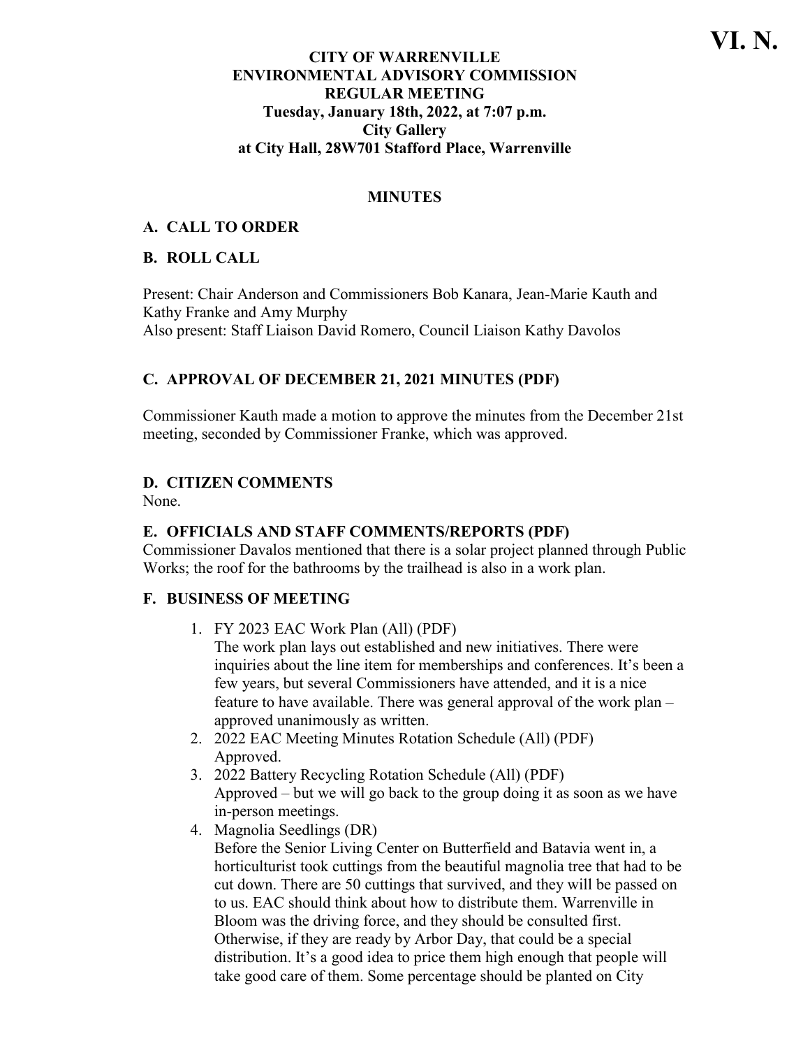VI. N.

**CITY OF WARRENVILLE**
**ENVIRONMENTAL ADVISORY COMMISSION**
**REGULAR MEETING**
**Tuesday, January 18th, 2022, at 7:07 p.m.**
**City Gallery**
**at City Hall, 28W701 Stafford Place, Warrenville**

## MINUTES

### A. CALL TO ORDER

### B. ROLL CALL

Present: Chair Anderson and Commissioners Bob Kanara, Jean-Marie Kauth and Kathy Franke and Amy Murphy
Also present: Staff Liaison David Romero, Council Liaison Kathy Davolos

### C. APPROVAL OF DECEMBER 21, 2021 MINUTES (PDF)

Commissioner Kauth made a motion to approve the minutes from the December 21st meeting, seconded by Commissioner Franke, which was approved.

### D. CITIZEN COMMENTS

None.

### E. OFFICIALS AND STAFF COMMENTS/REPORTS (PDF)

Commissioner Davalos mentioned that there is a solar project planned through Public Works; the roof for the bathrooms by the trailhead is also in a work plan.

### F. BUSINESS OF MEETING

1. FY 2023 EAC Work Plan (All) (PDF)
   The work plan lays out established and new initiatives. There were inquiries about the line item for memberships and conferences. It's been a few years, but several Commissioners have attended, and it is a nice feature to have available. There was general approval of the work plan – approved unanimously as written.
2. 2022 EAC Meeting Minutes Rotation Schedule (All) (PDF)
   Approved.
3. 2022 Battery Recycling Rotation Schedule (All) (PDF)
   Approved – but we will go back to the group doing it as soon as we have in-person meetings.
4. Magnolia Seedlings (DR)
   Before the Senior Living Center on Butterfield and Batavia went in, a horticulturist took cuttings from the beautiful magnolia tree that had to be cut down. There are 50 cuttings that survived, and they will be passed on to us. EAC should think about how to distribute them. Warrenville in Bloom was the driving force, and they should be consulted first. Otherwise, if they are ready by Arbor Day, that could be a special distribution. It's a good idea to price them high enough that people will take good care of them. Some percentage should be planted on City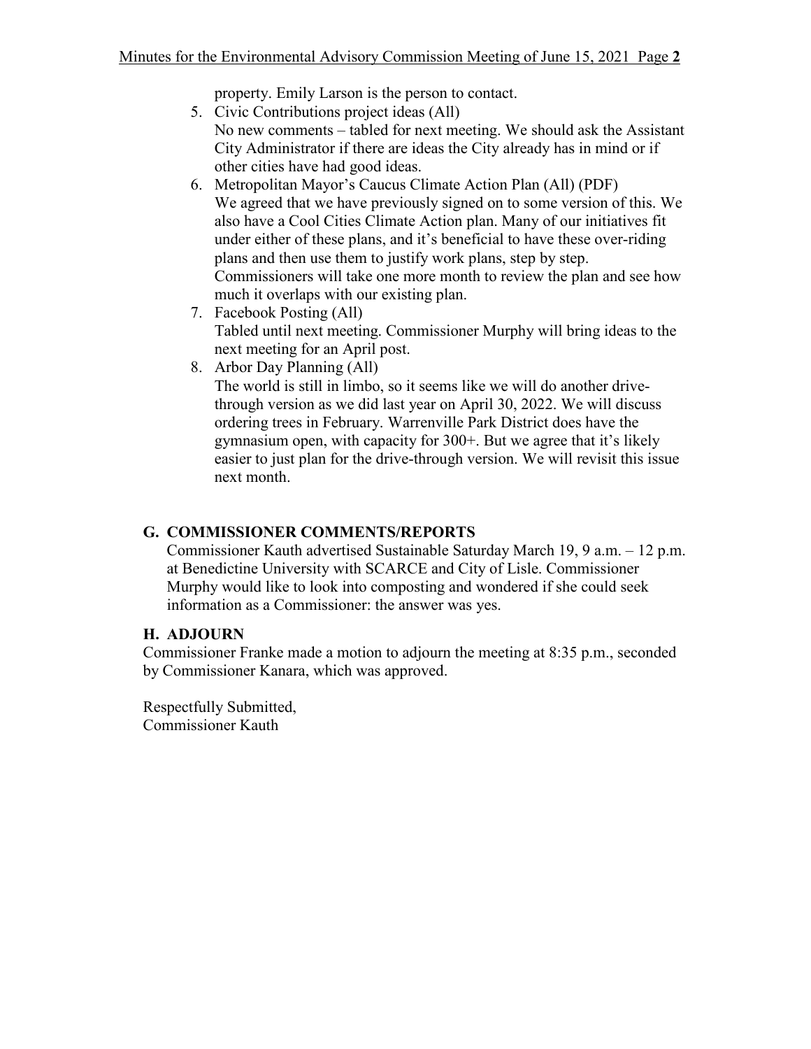property. Emily Larson is the person to contact.

5. Civic Contributions project ideas (All)
   No new comments – tabled for next meeting. We should ask the Assistant City Administrator if there are ideas the City already has in mind or if other cities have had good ideas.
6. Metropolitan Mayor's Caucus Climate Action Plan (All) (PDF)
   We agreed that we have previously signed on to some version of this. We also have a Cool Cities Climate Action plan. Many of our initiatives fit under either of these plans, and it's beneficial to have these over-riding plans and then use them to justify work plans, step by step. Commissioners will take one more month to review the plan and see how much it overlaps with our existing plan.
7. Facebook Posting (All)
   Tabled until next meeting. Commissioner Murphy will bring ideas to the next meeting for an April post.
8. Arbor Day Planning (All)
   The world is still in limbo, so it seems like we will do another drive-through version as we did last year on April 30, 2022. We will discuss ordering trees in February. Warrenville Park District does have the gymnasium open, with capacity for 300+. But we agree that it's likely easier to just plan for the drive-through version. We will revisit this issue next month.

## G. COMMISSIONER COMMENTS/REPORTS

Commissioner Kauth advertised Sustainable Saturday March 19, 9 a.m. – 12 p.m. at Benedictine University with SCARCE and City of Lisle. Commissioner Murphy would like to look into composting and wondered if she could seek information as a Commissioner: the answer was yes.

## H. ADJOURN

Commissioner Franke made a motion to adjourn the meeting at 8:35 p.m., seconded by Commissioner Kanara, which was approved.

Respectfully Submitted,
Commissioner Kauth